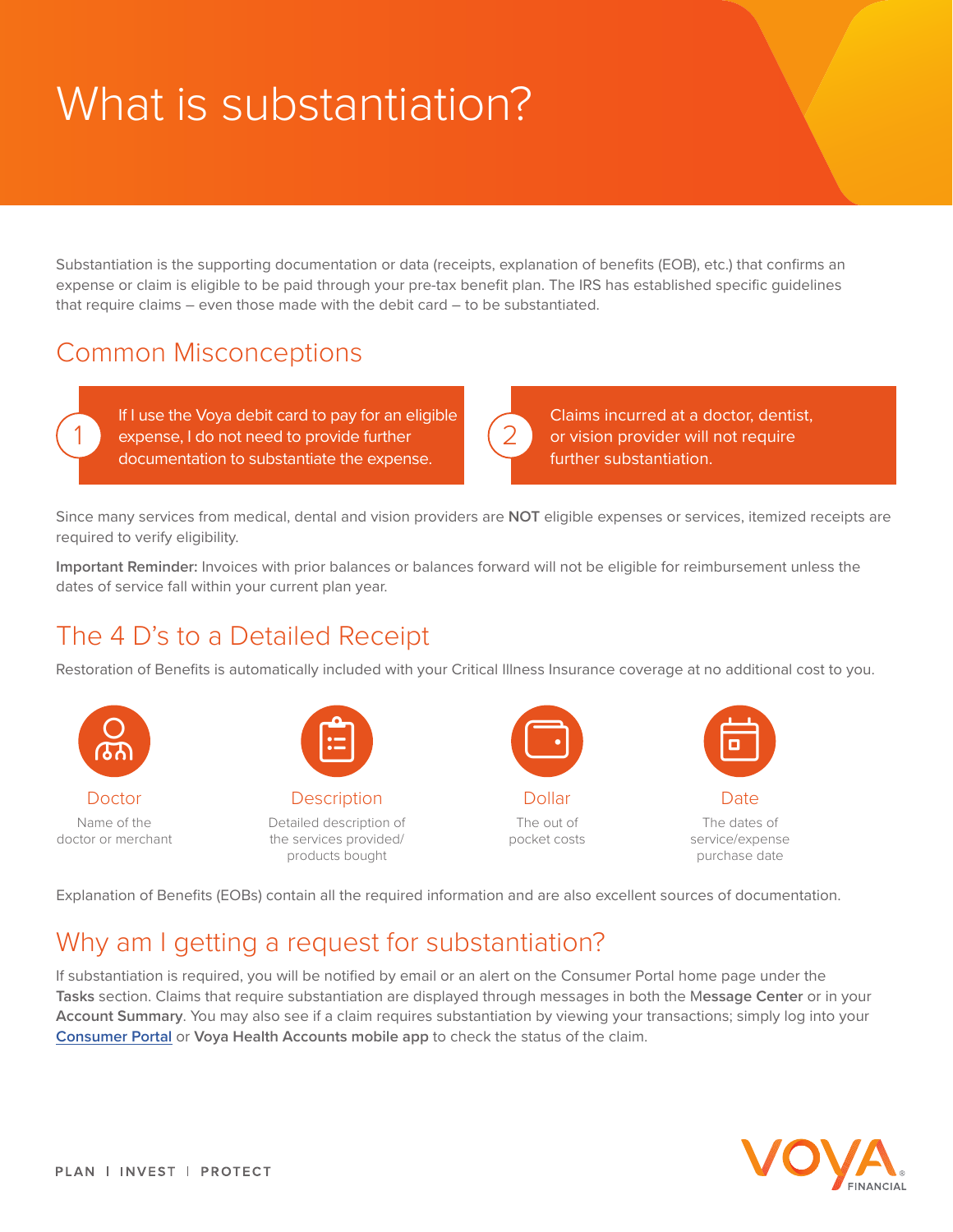# What is substantiation?

Substantiation is the supporting documentation or data (receipts, explanation of benefits (EOB), etc.) that confirms an expense or claim is eligible to be paid through your pre-tax benefit plan. The IRS has established specific guidelines that require claims – even those made with the debit card – to be substantiated.

## Common Misconceptions

1. If I use the Voya debit card to pay for an eligible expense, I do not need to provide further documentation to substantiate the expense.

2. Claims incurred at a doctor, dentist, or vision provider will not require further substantiation.

Since many services from medical, dental and vision providers are **NOT** eligible expenses or services, itemized receipts are required to verify eligibility.

**Important Reminder:** Invoices with prior balances or balances forward will not be eligible for reimbursement unless the dates of service fall within your current plan year.

## The 4 D's to a Detailed Receipt

Restoration of Benefits is automatically included with your Critical Illness Insurance coverage at no additional cost to you.

- **Doctor** – Name of the doctor or merchant
- **Description** – Detailed description of the services provided/ products bought
- **Dollar** – The out of pocket costs
- **Date** – The dates of service/expense purchase date

Explanation of Benefits (EOBs) contain all the required information and are also excellent sources of documentation.

## Why am I getting a request for substantiation?

If substantiation is required, you will be notified by email or an alert on the Consumer Portal home page under the **Tasks** section. Claims that require substantiation are displayed through messages in both the **Message Center** or in your **Account Summary**. You may also see if a claim requires substantiation by viewing your transactions; simply log into your Consumer Portal or **Voya Health Accounts mobile app** to check the status of the claim.

PLAN | INVEST | PROTECT

VOYA FINANCIAL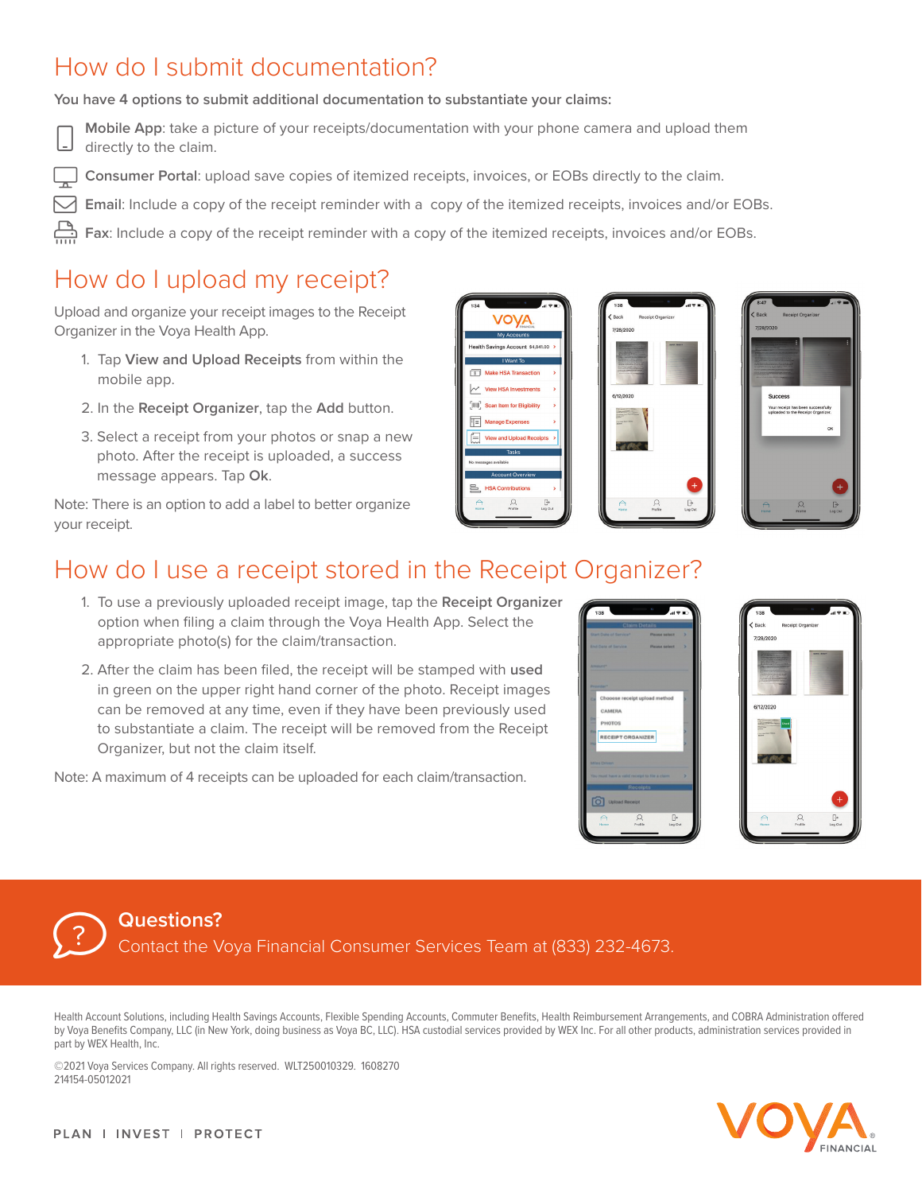## How do I submit documentation?

**You have 4 options to submit additional documentation to substantiate your claims:**

**Mobile App**: take a picture of your receipts/documentation with your phone camera and upload them directly to the claim.

**Consumer Portal**: upload save copies of itemized receipts, invoices, or EOBs directly to the claim.

**Email**: Include a copy of the receipt reminder with a copy of the itemized receipts, invoices and/or EOBs.

**Fax**: Include a copy of the receipt reminder with a copy of the itemized receipts, invoices and/or EOBs.

## How do I upload my receipt?

Upload and organize your receipt images to the Receipt Organizer in the Voya Health App.

1. Tap **View and Upload Receipts** from within the mobile app.
2. In the **Receipt Organizer**, tap the **Add** button.
3. Select a receipt from your photos or snap a new photo. After the receipt is uploaded, a success message appears. Tap **Ok**.

Note: There is an option to add a label to better organize your receipt.

## How do I use a receipt stored in the Receipt Organizer?

1. To use a previously uploaded receipt image, tap the **Receipt Organizer** option when filing a claim through the Voya Health App. Select the appropriate photo(s) for the claim/transaction.
2. After the claim has been filed, the receipt will be stamped with **used** in green on the upper right hand corner of the photo. Receipt images can be removed at any time, even if they have been previously used to substantiate a claim. The receipt will be removed from the Receipt Organizer, but not the claim itself.

Note: A maximum of 4 receipts can be uploaded for each claim/transaction.

**Questions?**
Contact the Voya Financial Consumer Services Team at (833) 232-4673.

Health Account Solutions, including Health Savings Accounts, Flexible Spending Accounts, Commuter Benefits, Health Reimbursement Arrangements, and COBRA Administration offered by Voya Benefits Company, LLC (in New York, doing business as Voya BC, LLC). HSA custodial services provided by WEX Inc. For all other products, administration services provided in part by WEX Health, Inc.

©2021 Voya Services Company. All rights reserved. WLT250010329. 1608270
214154-05012021

PLAN I INVEST I PROTECT

VOYA FINANCIAL